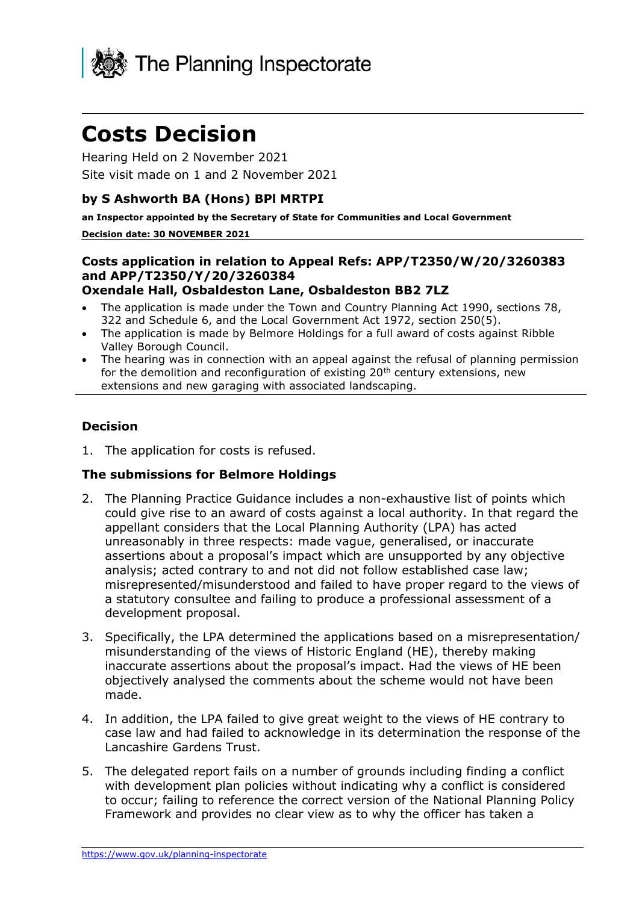The Planning Inspectorate

# Costs Decision

Hearing Held on 2 November 2021

Site visit made on 1 and 2 November 2021

### by S Ashworth BA (Hons) BPl MRTPI

**an Inspector appointed by the Secretary of State for Communities and Local Government**

**Decision date: 30 NOVEMBER 2021**

---

### Costs application in relation to Appeal Refs: APP/T2350/W/20/3260383 and APP/T2350/Y/20/3260384
### Oxendale Hall, Osbaldeston Lane, Osbaldeston BB2 7LZ

- The application is made under the Town and Country Planning Act 1990, sections 78, 322 and Schedule 6, and the Local Government Act 1972, section 250(5).
- The application is made by Belmore Holdings for a full award of costs against Ribble Valley Borough Council.
- The hearing was in connection with an appeal against the refusal of planning permission for the demolition and reconfiguration of existing 20th century extensions, new extensions and new garaging with associated landscaping.

---

### Decision

1. The application for costs is refused.

### The submissions for Belmore Holdings

2. The Planning Practice Guidance includes a non-exhaustive list of points which could give rise to an award of costs against a local authority. In that regard the appellant considers that the Local Planning Authority (LPA) has acted unreasonably in three respects: made vague, generalised, or inaccurate assertions about a proposal's impact which are unsupported by any objective analysis; acted contrary to and not did not follow established case law; misrepresented/misunderstood and failed to have proper regard to the views of a statutory consultee and failing to produce a professional assessment of a development proposal.

3. Specifically, the LPA determined the applications based on a misrepresentation/ misunderstanding of the views of Historic England (HE), thereby making inaccurate assertions about the proposal's impact. Had the views of HE been objectively analysed the comments about the scheme would not have been made.

4. In addition, the LPA failed to give great weight to the views of HE contrary to case law and had failed to acknowledge in its determination the response of the Lancashire Gardens Trust.

5. The delegated report fails on a number of grounds including finding a conflict with development plan policies without indicating why a conflict is considered to occur; failing to reference the correct version of the National Planning Policy Framework and provides no clear view as to why the officer has taken a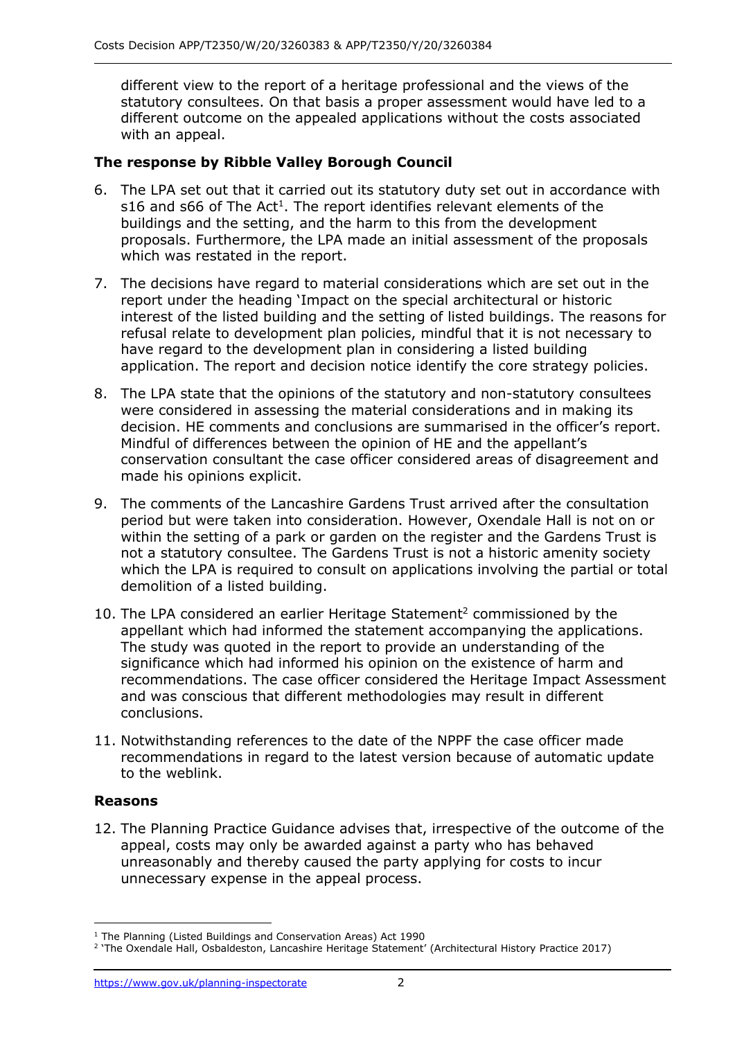different view to the report of a heritage professional and the views of the statutory consultees. On that basis a proper assessment would have led to a different outcome on the appealed applications without the costs associated with an appeal.

**The response by Ribble Valley Borough Council**

6. The LPA set out that it carried out its statutory duty set out in accordance with s16 and s66 of The Act[1]. The report identifies relevant elements of the buildings and the setting, and the harm to this from the development proposals. Furthermore, the LPA made an initial assessment of the proposals which was restated in the report.

7. The decisions have regard to material considerations which are set out in the report under the heading 'Impact on the special architectural or historic interest of the listed building and the setting of listed buildings. The reasons for refusal relate to development plan policies, mindful that it is not necessary to have regard to the development plan in considering a listed building application. The report and decision notice identify the core strategy policies.

8. The LPA state that the opinions of the statutory and non-statutory consultees were considered in assessing the material considerations and in making its decision. HE comments and conclusions are summarised in the officer's report. Mindful of differences between the opinion of HE and the appellant's conservation consultant the case officer considered areas of disagreement and made his opinions explicit.

9. The comments of the Lancashire Gardens Trust arrived after the consultation period but were taken into consideration. However, Oxendale Hall is not on or within the setting of a park or garden on the register and the Gardens Trust is not a statutory consultee. The Gardens Trust is not a historic amenity society which the LPA is required to consult on applications involving the partial or total demolition of a listed building.

10. The LPA considered an earlier Heritage Statement[2] commissioned by the appellant which had informed the statement accompanying the applications. The study was quoted in the report to provide an understanding of the significance which had informed his opinion on the existence of harm and recommendations. The case officer considered the Heritage Impact Assessment and was conscious that different methodologies may result in different conclusions.

11. Notwithstanding references to the date of the NPPF the case officer made recommendations in regard to the latest version because of automatic update to the weblink.

**Reasons**

12. The Planning Practice Guidance advises that, irrespective of the outcome of the appeal, costs may only be awarded against a party who has behaved unreasonably and thereby caused the party applying for costs to incur unnecessary expense in the appeal process.

---

[1] The Planning (Listed Buildings and Conservation Areas) Act 1990

[2] 'The Oxendale Hall, Osbaldeston, Lancashire Heritage Statement' (Architectural History Practice 2017)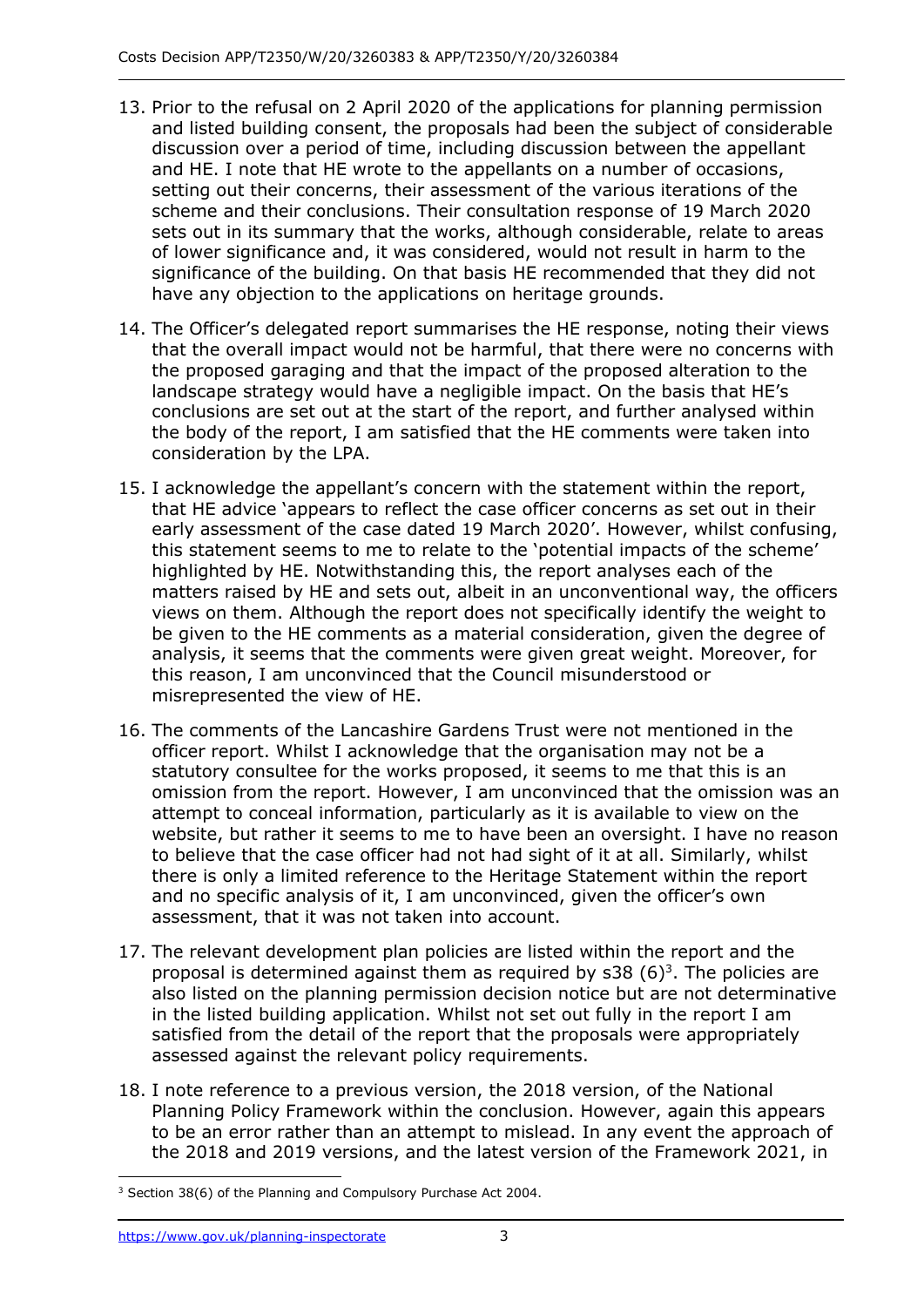13. Prior to the refusal on 2 April 2020 of the applications for planning permission and listed building consent, the proposals had been the subject of considerable discussion over a period of time, including discussion between the appellant and HE. I note that HE wrote to the appellants on a number of occasions, setting out their concerns, their assessment of the various iterations of the scheme and their conclusions. Their consultation response of 19 March 2020 sets out in its summary that the works, although considerable, relate to areas of lower significance and, it was considered, would not result in harm to the significance of the building. On that basis HE recommended that they did not have any objection to the applications on heritage grounds.

14. The Officer's delegated report summarises the HE response, noting their views that the overall impact would not be harmful, that there were no concerns with the proposed garaging and that the impact of the proposed alteration to the landscape strategy would have a negligible impact. On the basis that HE's conclusions are set out at the start of the report, and further analysed within the body of the report, I am satisfied that the HE comments were taken into consideration by the LPA.

15. I acknowledge the appellant's concern with the statement within the report, that HE advice 'appears to reflect the case officer concerns as set out in their early assessment of the case dated 19 March 2020'. However, whilst confusing, this statement seems to me to relate to the 'potential impacts of the scheme' highlighted by HE. Notwithstanding this, the report analyses each of the matters raised by HE and sets out, albeit in an unconventional way, the officers views on them. Although the report does not specifically identify the weight to be given to the HE comments as a material consideration, given the degree of analysis, it seems that the comments were given great weight. Moreover, for this reason, I am unconvinced that the Council misunderstood or misrepresented the view of HE.

16. The comments of the Lancashire Gardens Trust were not mentioned in the officer report. Whilst I acknowledge that the organisation may not be a statutory consultee for the works proposed, it seems to me that this is an omission from the report. However, I am unconvinced that the omission was an attempt to conceal information, particularly as it is available to view on the website, but rather it seems to me to have been an oversight. I have no reason to believe that the case officer had not had sight of it at all. Similarly, whilst there is only a limited reference to the Heritage Statement within the report and no specific analysis of it, I am unconvinced, given the officer's own assessment, that it was not taken into account.

17. The relevant development plan policies are listed within the report and the proposal is determined against them as required by s38 (6)[3]. The policies are also listed on the planning permission decision notice but are not determinative in the listed building application. Whilst not set out fully in the report I am satisfied from the detail of the report that the proposals were appropriately assessed against the relevant policy requirements.

18. I note reference to a previous version, the 2018 version, of the National Planning Policy Framework within the conclusion. However, again this appears to be an error rather than an attempt to mislead. In any event the approach of the 2018 and 2019 versions, and the latest version of the Framework 2021, in

[3] Section 38(6) of the Planning and Compulsory Purchase Act 2004.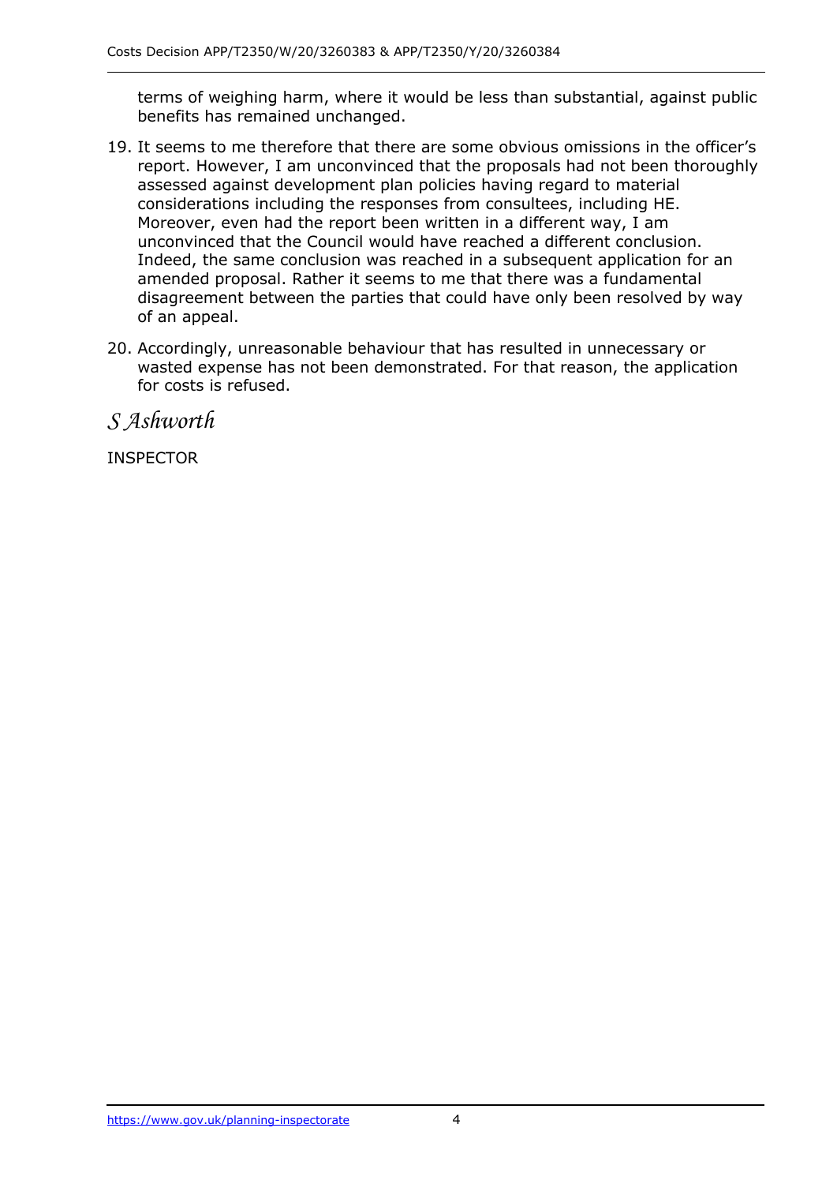terms of weighing harm, where it would be less than substantial, against public benefits has remained unchanged.

19. It seems to me therefore that there are some obvious omissions in the officer's report. However, I am unconvinced that the proposals had not been thoroughly assessed against development plan policies having regard to material considerations including the responses from consultees, including HE. Moreover, even had the report been written in a different way, I am unconvinced that the Council would have reached a different conclusion. Indeed, the same conclusion was reached in a subsequent application for an amended proposal. Rather it seems to me that there was a fundamental disagreement between the parties that could have only been resolved by way of an appeal.

20. Accordingly, unreasonable behaviour that has resulted in unnecessary or wasted expense has not been demonstrated. For that reason, the application for costs is refused.

*S Ashworth*

INSPECTOR